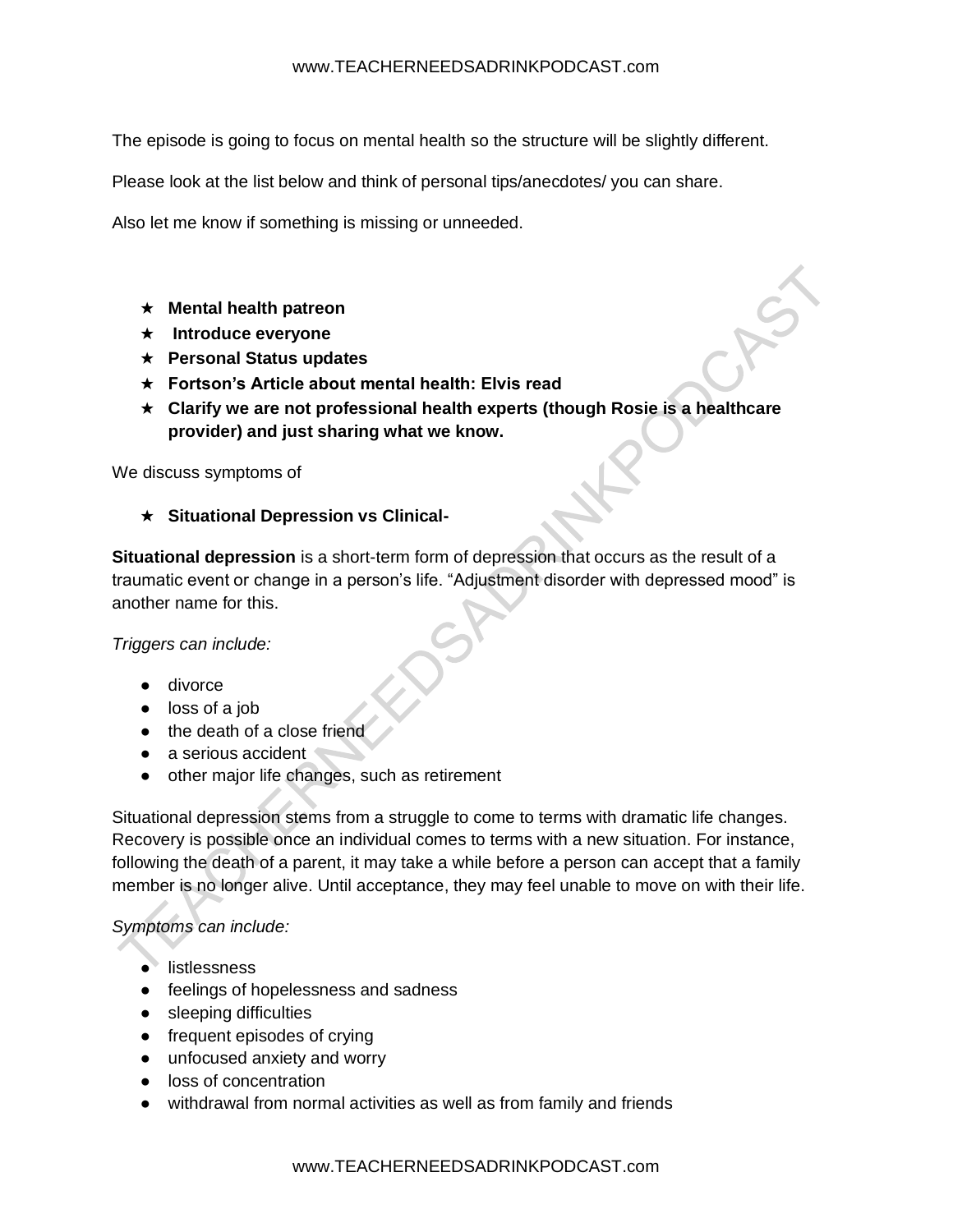The episode is going to focus on mental health so the structure will be slightly different.

Please look at the list below and think of personal tips/anecdotes/ you can share.

Also let me know if something is missing or unneeded.

- **Mental health patreon**
- **Introduce everyone**
- **Personal Status updates**
- **Fortson's Article about mental health: Elvis read**
- **Clarify we are not professional health experts (though Rosie is a healthcare provider) and just sharing what we know.**

We discuss symptoms of

- **Situational Depression vs Clinical-**

**Situational depression** is a short-term form of depression that occurs as the result of a traumatic event or change in a person's life. "Adjustment disorder with depressed mood" is another name for this.

*Triggers can include:*

- divorce
- loss of a job
- the death of a close friend
- a serious accident
- other major life changes, such as retirement

Situational depression stems from a struggle to come to terms with dramatic life changes. Recovery is possible once an individual comes to terms with a new situation. For instance, following the death of a parent, it may take a while before a person can accept that a family member is no longer alive. Until acceptance, they may feel unable to move on with their life.

*Symptoms can include:*

- listlessness
- feelings of hopelessness and sadness
- sleeping difficulties
- frequent episodes of crying
- unfocused anxiety and worry
- loss of concentration
- withdrawal from normal activities as well as from family and friends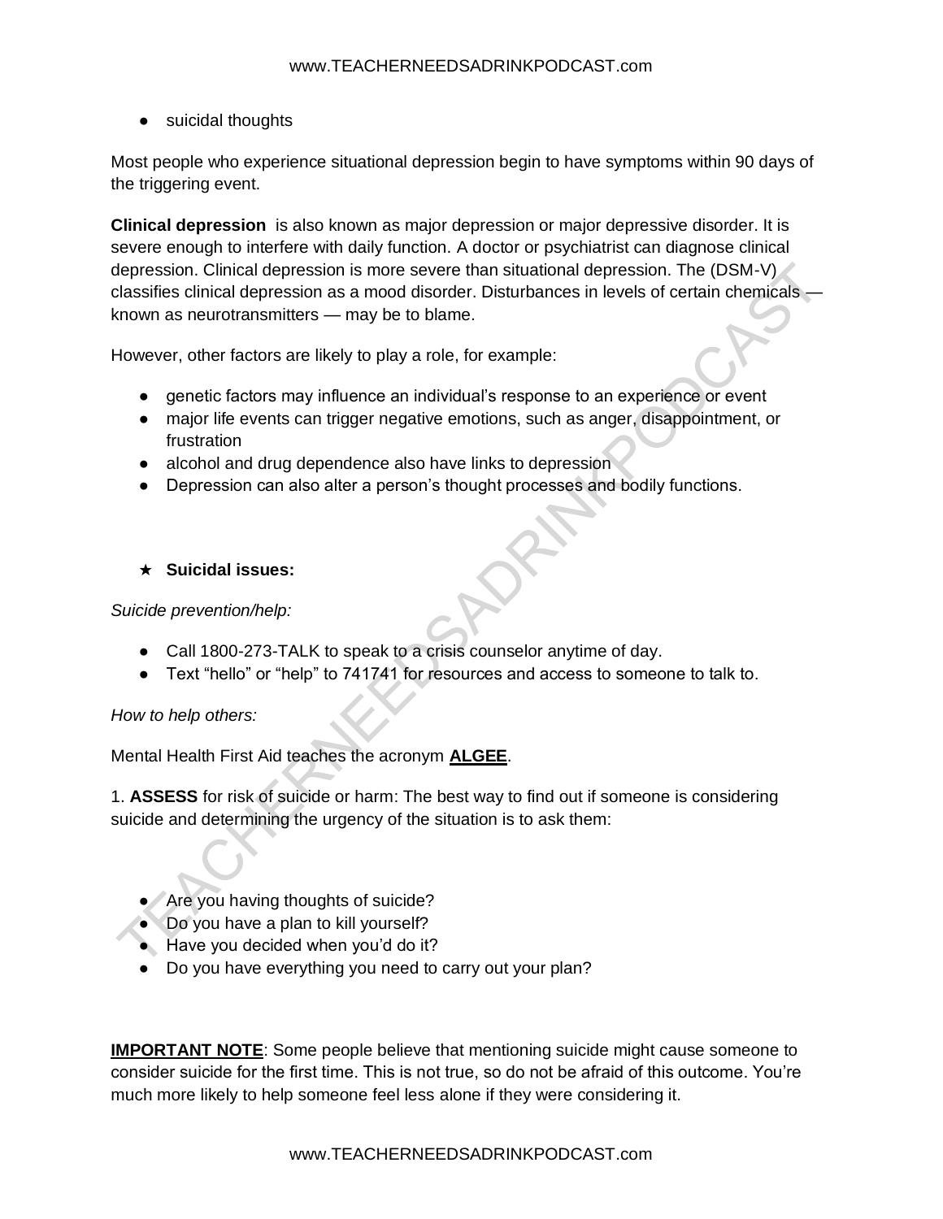- suicidal thoughts

Most people who experience situational depression begin to have symptoms within 90 days of the triggering event.

**Clinical depression** is also known as major depression or major depressive disorder. It is severe enough to interfere with daily function. A doctor or psychiatrist can diagnose clinical depression. Clinical depression is more severe than situational depression. The (DSM-V) classifies clinical depression as a mood disorder. Disturbances in levels of certain chemicals — known as neurotransmitters — may be to blame.

However, other factors are likely to play a role, for example:

- genetic factors may influence an individual's response to an experience or event
- major life events can trigger negative emotions, such as anger, disappointment, or frustration
- alcohol and drug dependence also have links to depression
- Depression can also alter a person's thought processes and bodily functions.

★ **Suicidal issues:**

*Suicide prevention/help:*

- Call 1800-273-TALK to speak to a crisis counselor anytime of day.
- Text "hello" or "help" to 741741 for resources and access to someone to talk to.

*How to help others:*

Mental Health First Aid teaches the acronym **ALGEE**.

1. **ASSESS** for risk of suicide or harm: The best way to find out if someone is considering suicide and determining the urgency of the situation is to ask them:

- Are you having thoughts of suicide?
- Do you have a plan to kill yourself?
- Have you decided when you'd do it?
- Do you have everything you need to carry out your plan?

**IMPORTANT NOTE**: Some people believe that mentioning suicide might cause someone to consider suicide for the first time. This is not true, so do not be afraid of this outcome. You're much more likely to help someone feel less alone if they were considering it.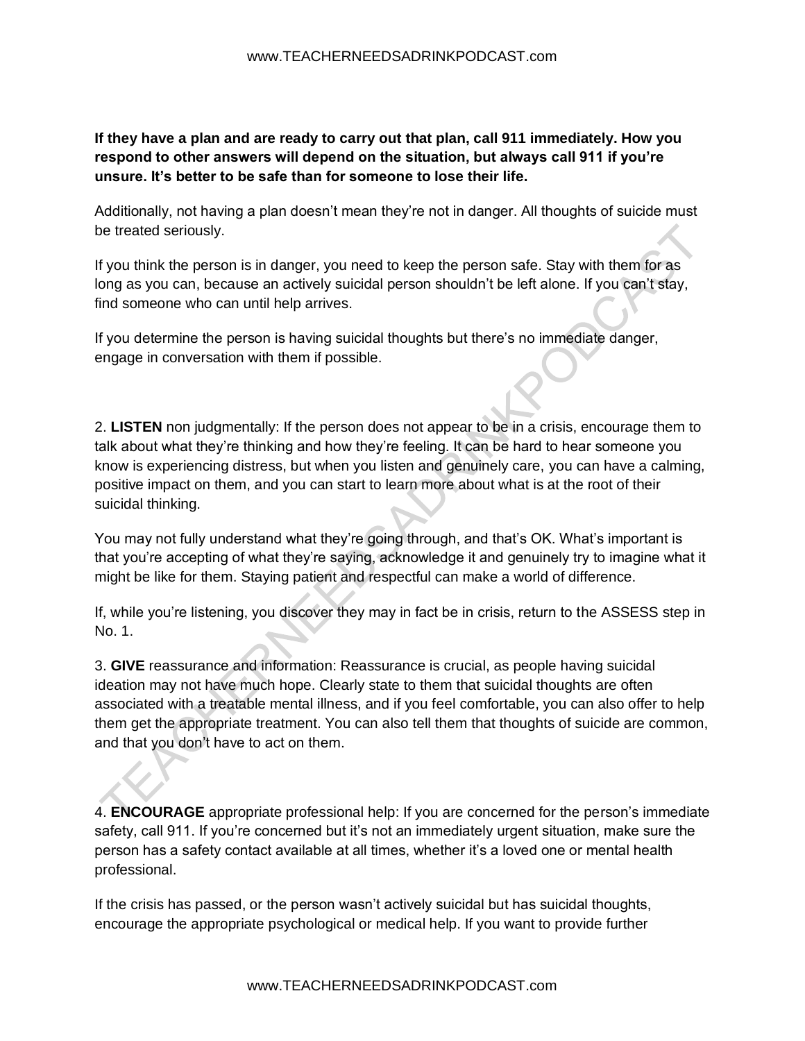**If they have a plan and are ready to carry out that plan, call 911 immediately. How you respond to other answers will depend on the situation, but always call 911 if you're unsure. It's better to be safe than for someone to lose their life.**

Additionally, not having a plan doesn't mean they're not in danger. All thoughts of suicide must be treated seriously.

If you think the person is in danger, you need to keep the person safe. Stay with them for as long as you can, because an actively suicidal person shouldn't be left alone. If you can't stay, find someone who can until help arrives.

If you determine the person is having suicidal thoughts but there's no immediate danger, engage in conversation with them if possible.

2. **LISTEN** non judgmentally: If the person does not appear to be in a crisis, encourage them to talk about what they're thinking and how they're feeling. It can be hard to hear someone you know is experiencing distress, but when you listen and genuinely care, you can have a calming, positive impact on them, and you can start to learn more about what is at the root of their suicidal thinking.

You may not fully understand what they're going through, and that's OK. What's important is that you're accepting of what they're saying, acknowledge it and genuinely try to imagine what it might be like for them. Staying patient and respectful can make a world of difference.

If, while you're listening, you discover they may in fact be in crisis, return to the ASSESS step in No. 1.

3. **GIVE** reassurance and information: Reassurance is crucial, as people having suicidal ideation may not have much hope. Clearly state to them that suicidal thoughts are often associated with a treatable mental illness, and if you feel comfortable, you can also offer to help them get the appropriate treatment. You can also tell them that thoughts of suicide are common, and that you don't have to act on them.

4. **ENCOURAGE** appropriate professional help: If you are concerned for the person's immediate safety, call 911. If you're concerned but it's not an immediately urgent situation, make sure the person has a safety contact available at all times, whether it's a loved one or mental health professional.

If the crisis has passed, or the person wasn't actively suicidal but has suicidal thoughts, encourage the appropriate psychological or medical help. If you want to provide further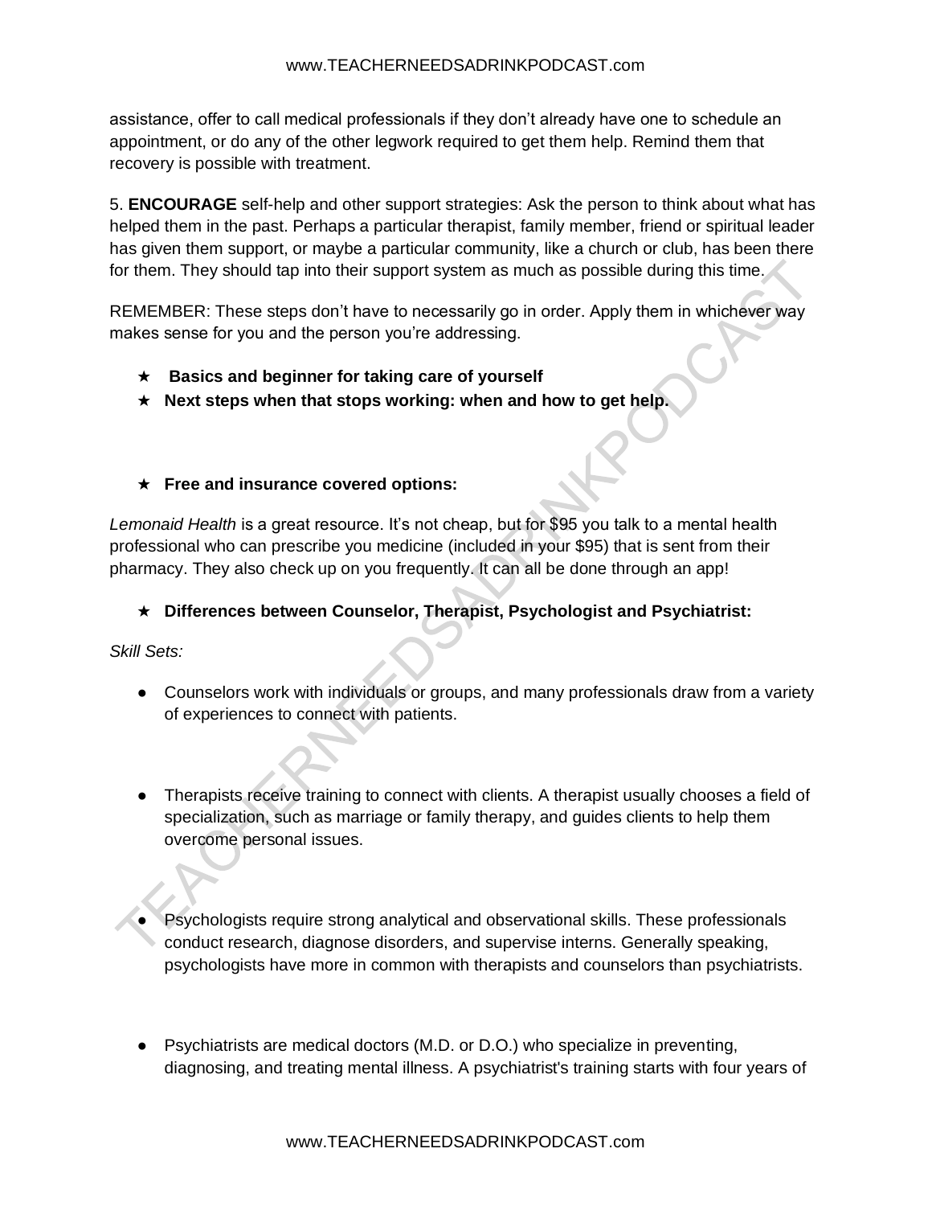assistance, offer to call medical professionals if they don't already have one to schedule an appointment, or do any of the other legwork required to get them help. Remind them that recovery is possible with treatment.

5. **ENCOURAGE** self-help and other support strategies: Ask the person to think about what has helped them in the past. Perhaps a particular therapist, family member, friend or spiritual leader has given them support, or maybe a particular community, like a church or club, has been there for them. They should tap into their support system as much as possible during this time.

REMEMBER: These steps don't have to necessarily go in order. Apply them in whichever way makes sense for you and the person you're addressing.

- ★ **Basics and beginner for taking care of yourself**
- ★ **Next steps when that stops working: when and how to get help.**

- ★ **Free and insurance covered options:**

*Lemonaid Health* is a great resource. It's not cheap, but for $95 you talk to a mental health professional who can prescribe you medicine (included in your $95) that is sent from their pharmacy. They also check up on you frequently. It can all be done through an app!

- ★ **Differences between Counselor, Therapist, Psychologist and Psychiatrist:**

*Skill Sets:*

- Counselors work with individuals or groups, and many professionals draw from a variety of experiences to connect with patients.

- Therapists receive training to connect with clients. A therapist usually chooses a field of specialization, such as marriage or family therapy, and guides clients to help them overcome personal issues.

- Psychologists require strong analytical and observational skills. These professionals conduct research, diagnose disorders, and supervise interns. Generally speaking, psychologists have more in common with therapists and counselors than psychiatrists.

- Psychiatrists are medical doctors (M.D. or D.O.) who specialize in preventing, diagnosing, and treating mental illness. A psychiatrist's training starts with four years of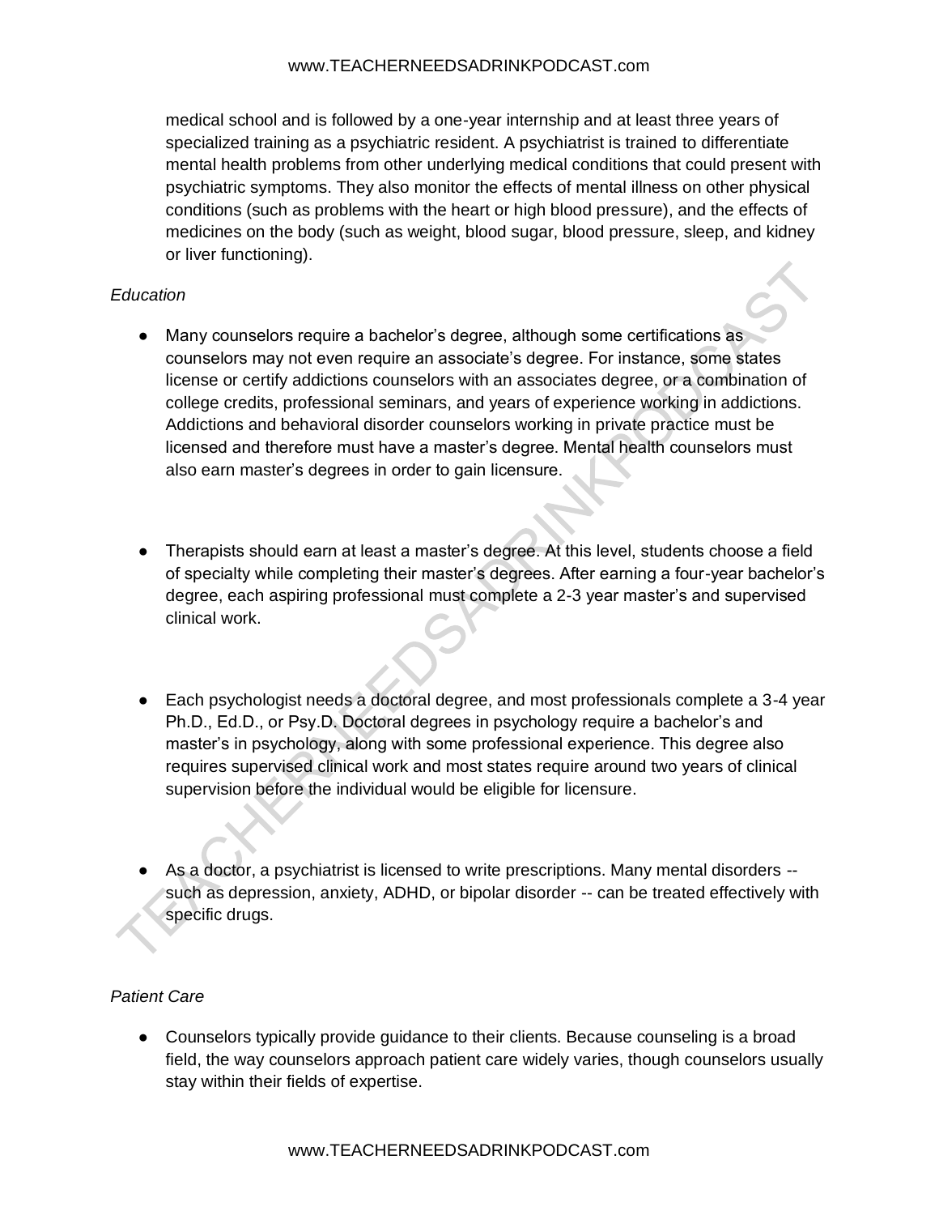medical school and is followed by a one-year internship and at least three years of specialized training as a psychiatric resident. A psychiatrist is trained to differentiate mental health problems from other underlying medical conditions that could present with psychiatric symptoms. They also monitor the effects of mental illness on other physical conditions (such as problems with the heart or high blood pressure), and the effects of medicines on the body (such as weight, blood sugar, blood pressure, sleep, and kidney or liver functioning).

*Education*

- Many counselors require a bachelor's degree, although some certifications as counselors may not even require an associate's degree. For instance, some states license or certify addictions counselors with an associates degree, or a combination of college credits, professional seminars, and years of experience working in addictions. Addictions and behavioral disorder counselors working in private practice must be licensed and therefore must have a master's degree. Mental health counselors must also earn master's degrees in order to gain licensure.

- Therapists should earn at least a master's degree. At this level, students choose a field of specialty while completing their master's degrees. After earning a four-year bachelor's degree, each aspiring professional must complete a 2-3 year master's and supervised clinical work.

- Each psychologist needs a doctoral degree, and most professionals complete a 3-4 year Ph.D., Ed.D., or Psy.D. Doctoral degrees in psychology require a bachelor's and master's in psychology, along with some professional experience. This degree also requires supervised clinical work and most states require around two years of clinical supervision before the individual would be eligible for licensure.

- As a doctor, a psychiatrist is licensed to write prescriptions. Many mental disorders -- such as depression, anxiety, ADHD, or bipolar disorder -- can be treated effectively with specific drugs.

*Patient Care*

- Counselors typically provide guidance to their clients. Because counseling is a broad field, the way counselors approach patient care widely varies, though counselors usually stay within their fields of expertise.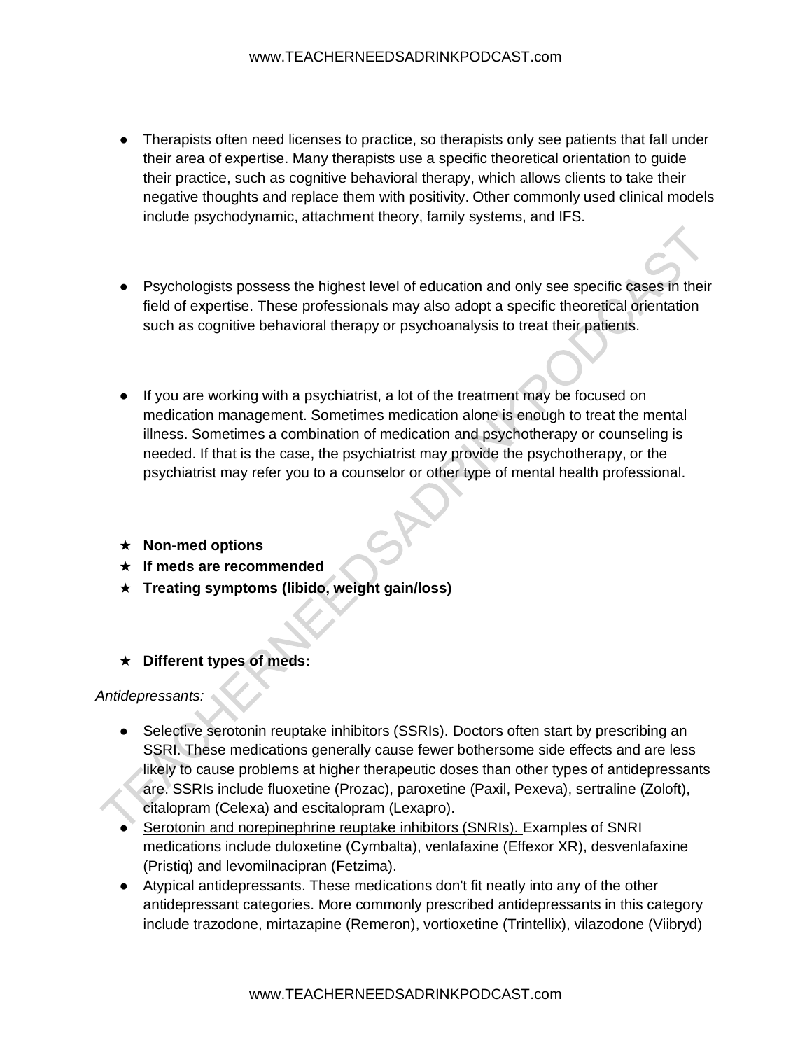- Therapists often need licenses to practice, so therapists only see patients that fall under their area of expertise. Many therapists use a specific theoretical orientation to guide their practice, such as cognitive behavioral therapy, which allows clients to take their negative thoughts and replace them with positivity. Other commonly used clinical models include psychodynamic, attachment theory, family systems, and IFS.

- Psychologists possess the highest level of education and only see specific cases in their field of expertise. These professionals may also adopt a specific theoretical orientation such as cognitive behavioral therapy or psychoanalysis to treat their patients.

- If you are working with a psychiatrist, a lot of the treatment may be focused on medication management. Sometimes medication alone is enough to treat the mental illness. Sometimes a combination of medication and psychotherapy or counseling is needed. If that is the case, the psychiatrist may provide the psychotherapy, or the psychiatrist may refer you to a counselor or other type of mental health professional.

- **Non-med options**
- **If meds are recommended**
- **Treating symptoms (libido, weight gain/loss)**

- **Different types of meds:**

*Antidepressants:*

- Selective serotonin reuptake inhibitors (SSRIs). Doctors often start by prescribing an SSRI. These medications generally cause fewer bothersome side effects and are less likely to cause problems at higher therapeutic doses than other types of antidepressants are. SSRIs include fluoxetine (Prozac), paroxetine (Paxil, Pexeva), sertraline (Zoloft), citalopram (Celexa) and escitalopram (Lexapro).
- Serotonin and norepinephrine reuptake inhibitors (SNRIs). Examples of SNRI medications include duloxetine (Cymbalta), venlafaxine (Effexor XR), desvenlafaxine (Pristiq) and levomilnacipran (Fetzima).
- Atypical antidepressants. These medications don't fit neatly into any of the other antidepressant categories. More commonly prescribed antidepressants in this category include trazodone, mirtazapine (Remeron), vortioxetine (Trintellix), vilazodone (Viibryd)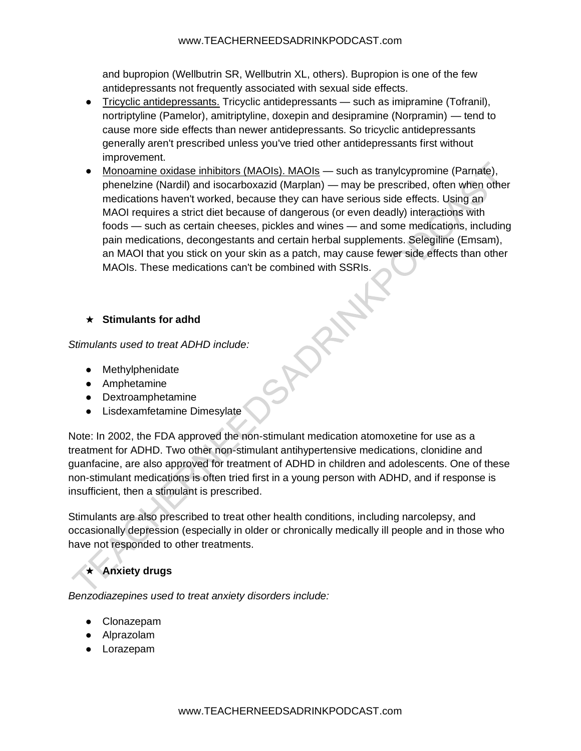and bupropion (Wellbutrin SR, Wellbutrin XL, others). Bupropion is one of the few antidepressants not frequently associated with sexual side effects.

- Tricyclic antidepressants. Tricyclic antidepressants — such as imipramine (Tofranil), nortriptyline (Pamelor), amitriptyline, doxepin and desipramine (Norpramin) — tend to cause more side effects than newer antidepressants. So tricyclic antidepressants generally aren't prescribed unless you've tried other antidepressants first without improvement.
- Monoamine oxidase inhibitors (MAOIs). MAOIs — such as tranylcypromine (Parnate), phenelzine (Nardil) and isocarboxazid (Marplan) — may be prescribed, often when other medications haven't worked, because they can have serious side effects. Using an MAOI requires a strict diet because of dangerous (or even deadly) interactions with foods — such as certain cheeses, pickles and wines — and some medications, including pain medications, decongestants and certain herbal supplements. Selegiline (Emsam), an MAOI that you stick on your skin as a patch, may cause fewer side effects than other MAOIs. These medications can't be combined with SSRIs.

★ **Stimulants for adhd**

*Stimulants used to treat ADHD include:*

- Methylphenidate
- Amphetamine
- Dextroamphetamine
- Lisdexamfetamine Dimesylate

Note: In 2002, the FDA approved the non-stimulant medication atomoxetine for use as a treatment for ADHD. Two other non-stimulant antihypertensive medications, clonidine and guanfacine, are also approved for treatment of ADHD in children and adolescents. One of these non-stimulant medications is often tried first in a young person with ADHD, and if response is insufficient, then a stimulant is prescribed.

Stimulants are also prescribed to treat other health conditions, including narcolepsy, and occasionally depression (especially in older or chronically medically ill people and in those who have not responded to other treatments.

★ **Anxiety drugs**

*Benzodiazepines used to treat anxiety disorders include:*

- Clonazepam
- Alprazolam
- Lorazepam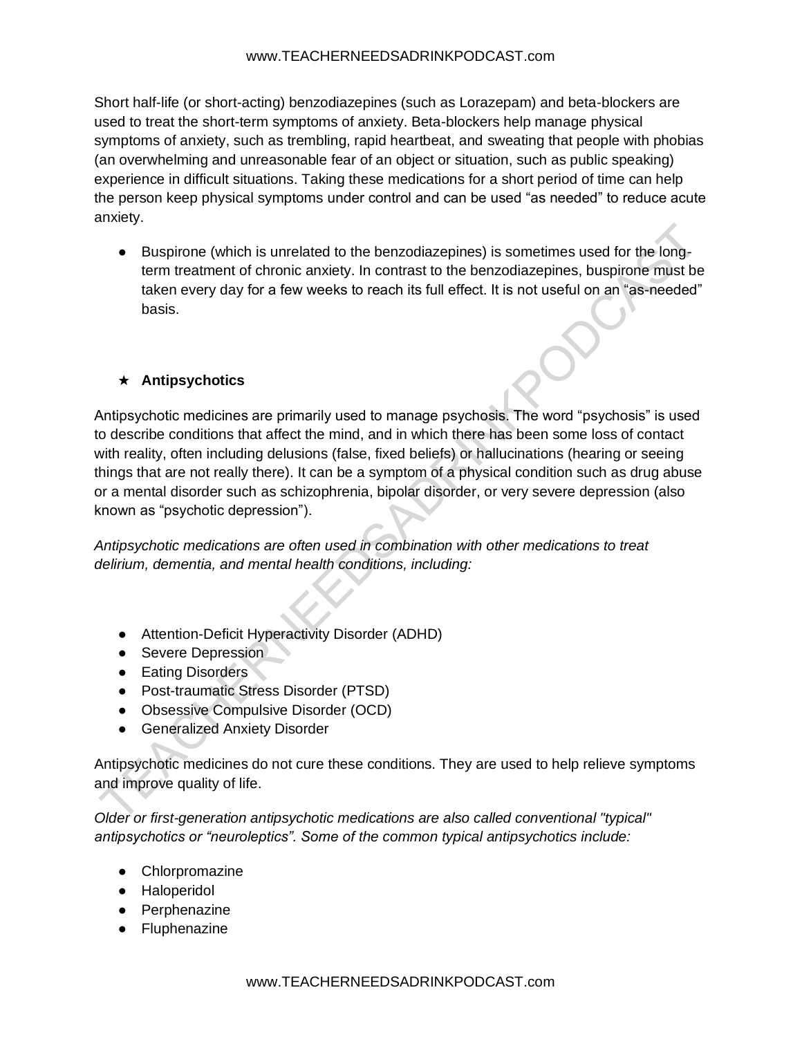Short half-life (or short-acting) benzodiazepines (such as Lorazepam) and beta-blockers are used to treat the short-term symptoms of anxiety. Beta-blockers help manage physical symptoms of anxiety, such as trembling, rapid heartbeat, and sweating that people with phobias (an overwhelming and unreasonable fear of an object or situation, such as public speaking) experience in difficult situations. Taking these medications for a short period of time can help the person keep physical symptoms under control and can be used "as needed" to reduce acute anxiety.

- Buspirone (which is unrelated to the benzodiazepines) is sometimes used for the long-term treatment of chronic anxiety. In contrast to the benzodiazepines, buspirone must be taken every day for a few weeks to reach its full effect. It is not useful on an "as-needed" basis.

- ★ **Antipsychotics**

Antipsychotic medicines are primarily used to manage psychosis. The word "psychosis" is used to describe conditions that affect the mind, and in which there has been some loss of contact with reality, often including delusions (false, fixed beliefs) or hallucinations (hearing or seeing things that are not really there). It can be a symptom of a physical condition such as drug abuse or a mental disorder such as schizophrenia, bipolar disorder, or very severe depression (also known as "psychotic depression").

*Antipsychotic medications are often used in combination with other medications to treat delirium, dementia, and mental health conditions, including:*

- Attention-Deficit Hyperactivity Disorder (ADHD)
- Severe Depression
- Eating Disorders
- Post-traumatic Stress Disorder (PTSD)
- Obsessive Compulsive Disorder (OCD)
- Generalized Anxiety Disorder

Antipsychotic medicines do not cure these conditions. They are used to help relieve symptoms and improve quality of life.

*Older or first-generation antipsychotic medications are also called conventional "typical" antipsychotics or "neuroleptics". Some of the common typical antipsychotics include:*

- Chlorpromazine
- Haloperidol
- Perphenazine
- Fluphenazine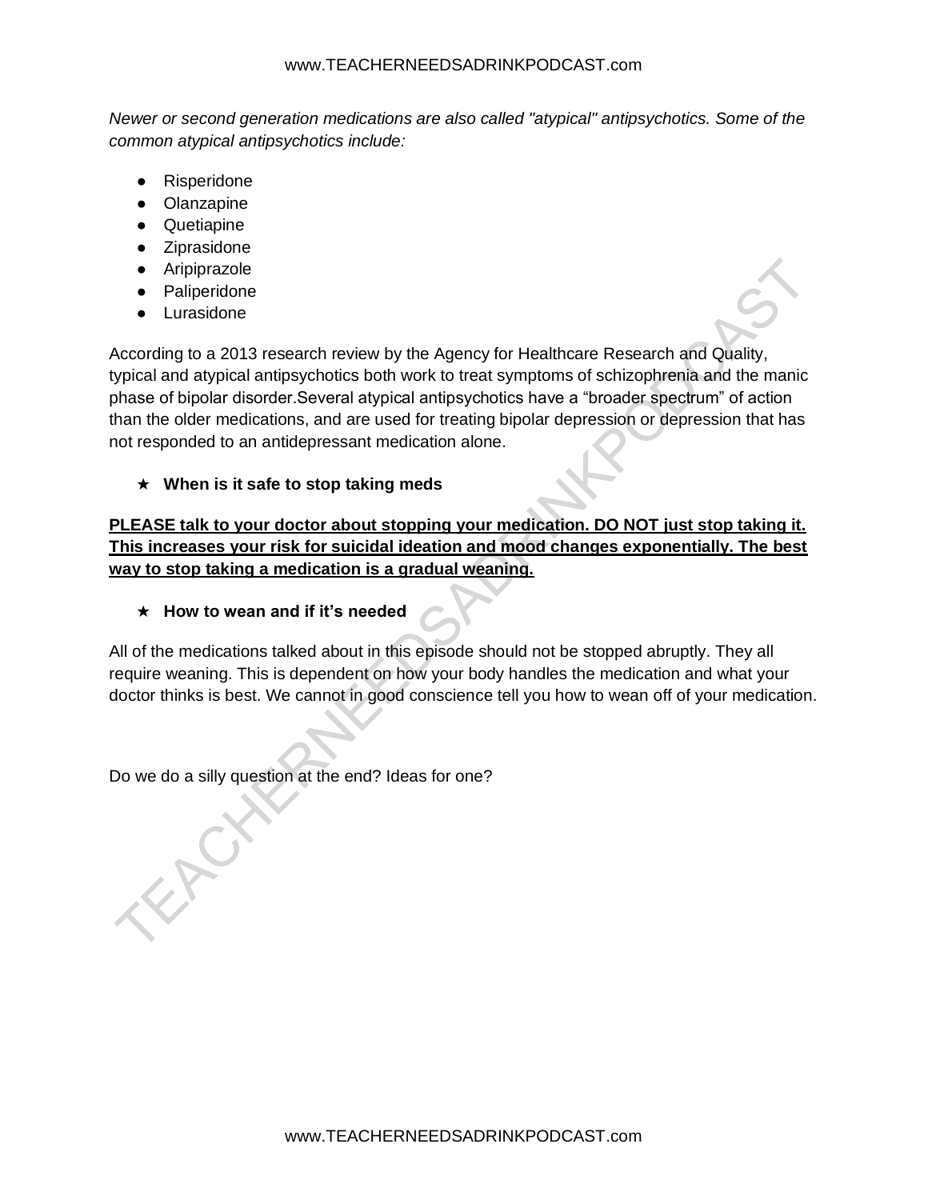*Newer or second generation medications are also called "atypical" antipsychotics. Some of the common atypical antipsychotics include:*

- Risperidone
- Olanzapine
- Quetiapine
- Ziprasidone
- Aripiprazole
- Paliperidone
- Lurasidone

According to a 2013 research review by the Agency for Healthcare Research and Quality, typical and atypical antipsychotics both work to treat symptoms of schizophrenia and the manic phase of bipolar disorder.Several atypical antipsychotics have a "broader spectrum" of action than the older medications, and are used for treating bipolar depression or depression that has not responded to an antidepressant medication alone.

- ★ **When is it safe to stop taking meds**

**<u>PLEASE talk to your doctor about stopping your medication. DO NOT just stop taking it. This increases your risk for suicidal ideation and mood changes exponentially. The best way to stop taking a medication is a gradual weaning.</u>**

- ★ **How to wean and if it's needed**

All of the medications talked about in this episode should not be stopped abruptly. They all require weaning. This is dependent on how your body handles the medication and what your doctor thinks is best. We cannot in good conscience tell you how to wean off of your medication.

Do we do a silly question at the end? Ideas for one?